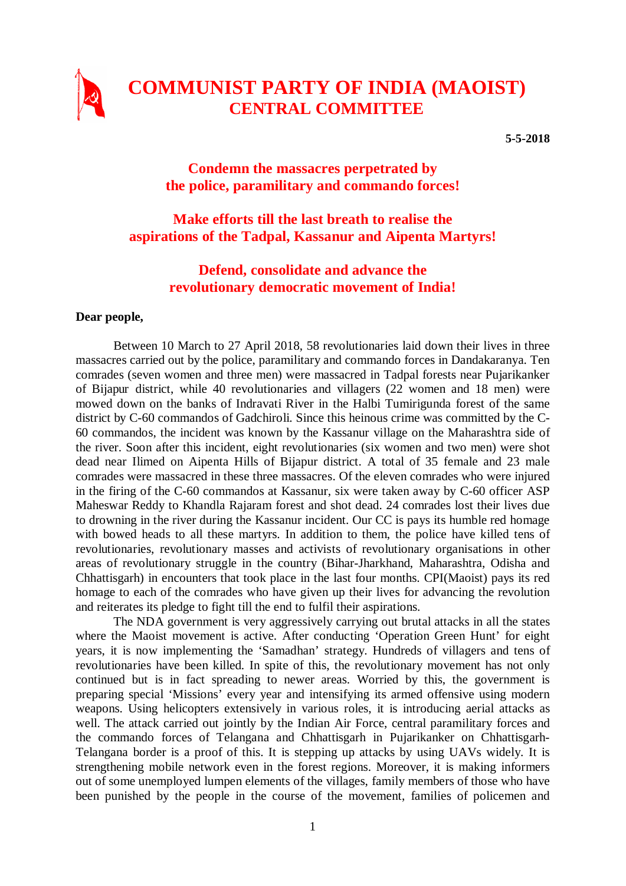# COMMUNIST PARTY OF INDIA (MAOIST)
## CENTRAL COMMITTEE

**5-5-2018**

**Condemn the massacres perpetrated by the police, paramilitary and commando forces!**

**Make efforts till the last breath to realise the aspirations of the Tadpal, Kassanur and Aipenta Martyrs!**

**Defend, consolidate and advance the revolutionary democratic movement of India!**

**Dear people,**

Between 10 March to 27 April 2018, 58 revolutionaries laid down their lives in three massacres carried out by the police, paramilitary and commando forces in Dandakaranya. Ten comrades (seven women and three men) were massacred in Tadpal forests near Pujarikanker of Bijapur district, while 40 revolutionaries and villagers (22 women and 18 men) were mowed down on the banks of Indravati River in the Halbi Tumirigunda forest of the same district by C-60 commandos of Gadchiroli. Since this heinous crime was committed by the C-60 commandos, the incident was known by the Kassanur village on the Maharashtra side of the river. Soon after this incident, eight revolutionaries (six women and two men) were shot dead near Ilimed on Aipenta Hills of Bijapur district. A total of 35 female and 23 male comrades were massacred in these three massacres. Of the eleven comrades who were injured in the firing of the C-60 commandos at Kassanur, six were taken away by C-60 officer ASP Maheswar Reddy to Khandla Rajaram forest and shot dead. 24 comrades lost their lives due to drowning in the river during the Kassanur incident. Our CC is pays its humble red homage with bowed heads to all these martyrs. In addition to them, the police have killed tens of revolutionaries, revolutionary masses and activists of revolutionary organisations in other areas of revolutionary struggle in the country (Bihar-Jharkhand, Maharashtra, Odisha and Chhattisgarh) in encounters that took place in the last four months. CPI(Maoist) pays its red homage to each of the comrades who have given up their lives for advancing the revolution and reiterates its pledge to fight till the end to fulfil their aspirations.

The NDA government is very aggressively carrying out brutal attacks in all the states where the Maoist movement is active. After conducting 'Operation Green Hunt' for eight years, it is now implementing the 'Samadhan' strategy. Hundreds of villagers and tens of revolutionaries have been killed. In spite of this, the revolutionary movement has not only continued but is in fact spreading to newer areas. Worried by this, the government is preparing special 'Missions' every year and intensifying its armed offensive using modern weapons. Using helicopters extensively in various roles, it is introducing aerial attacks as well. The attack carried out jointly by the Indian Air Force, central paramilitary forces and the commando forces of Telangana and Chhattisgarh in Pujarikanker on Chhattisgarh-Telangana border is a proof of this. It is stepping up attacks by using UAVs widely. It is strengthening mobile network even in the forest regions. Moreover, it is making informers out of some unemployed lumpen elements of the villages, family members of those who have been punished by the people in the course of the movement, families of policemen and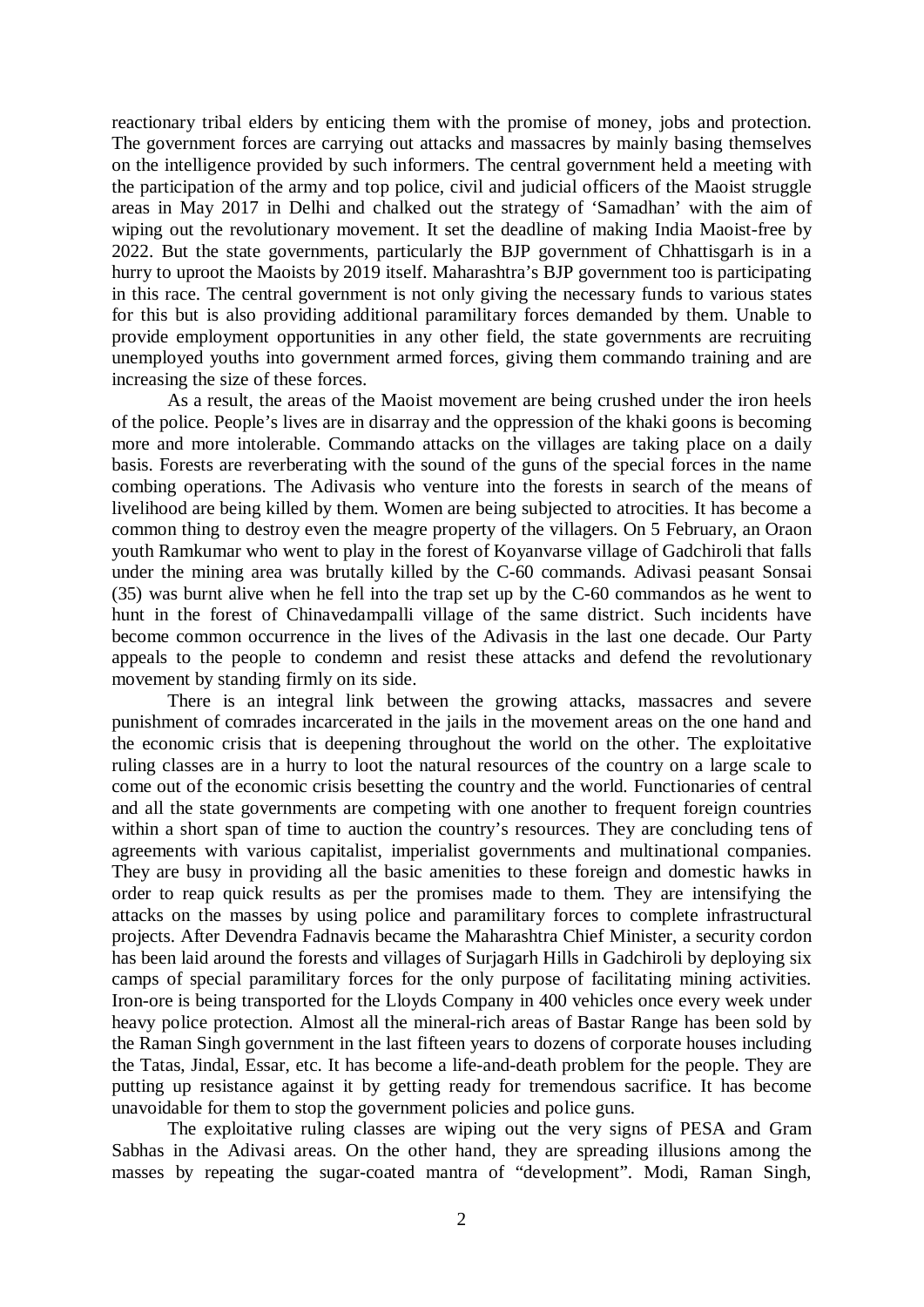reactionary tribal elders by enticing them with the promise of money, jobs and protection. The government forces are carrying out attacks and massacres by mainly basing themselves on the intelligence provided by such informers. The central government held a meeting with the participation of the army and top police, civil and judicial officers of the Maoist struggle areas in May 2017 in Delhi and chalked out the strategy of 'Samadhan' with the aim of wiping out the revolutionary movement. It set the deadline of making India Maoist-free by 2022. But the state governments, particularly the BJP government of Chhattisgarh is in a hurry to uproot the Maoists by 2019 itself. Maharashtra's BJP government too is participating in this race. The central government is not only giving the necessary funds to various states for this but is also providing additional paramilitary forces demanded by them. Unable to provide employment opportunities in any other field, the state governments are recruiting unemployed youths into government armed forces, giving them commando training and are increasing the size of these forces.

As a result, the areas of the Maoist movement are being crushed under the iron heels of the police. People's lives are in disarray and the oppression of the khaki goons is becoming more and more intolerable. Commando attacks on the villages are taking place on a daily basis. Forests are reverberating with the sound of the guns of the special forces in the name combing operations. The Adivasis who venture into the forests in search of the means of livelihood are being killed by them. Women are being subjected to atrocities. It has become a common thing to destroy even the meagre property of the villagers. On 5 February, an Oraon youth Ramkumar who went to play in the forest of Koyanvarse village of Gadchiroli that falls under the mining area was brutally killed by the C-60 commands. Adivasi peasant Sonsai (35) was burnt alive when he fell into the trap set up by the C-60 commandos as he went to hunt in the forest of Chinavedampalli village of the same district. Such incidents have become common occurrence in the lives of the Adivasis in the last one decade. Our Party appeals to the people to condemn and resist these attacks and defend the revolutionary movement by standing firmly on its side.

There is an integral link between the growing attacks, massacres and severe punishment of comrades incarcerated in the jails in the movement areas on the one hand and the economic crisis that is deepening throughout the world on the other. The exploitative ruling classes are in a hurry to loot the natural resources of the country on a large scale to come out of the economic crisis besetting the country and the world. Functionaries of central and all the state governments are competing with one another to frequent foreign countries within a short span of time to auction the country's resources. They are concluding tens of agreements with various capitalist, imperialist governments and multinational companies. They are busy in providing all the basic amenities to these foreign and domestic hawks in order to reap quick results as per the promises made to them. They are intensifying the attacks on the masses by using police and paramilitary forces to complete infrastructural projects. After Devendra Fadnavis became the Maharashtra Chief Minister, a security cordon has been laid around the forests and villages of Surjagarh Hills in Gadchiroli by deploying six camps of special paramilitary forces for the only purpose of facilitating mining activities. Iron-ore is being transported for the Lloyds Company in 400 vehicles once every week under heavy police protection. Almost all the mineral-rich areas of Bastar Range has been sold by the Raman Singh government in the last fifteen years to dozens of corporate houses including the Tatas, Jindal, Essar, etc. It has become a life-and-death problem for the people. They are putting up resistance against it by getting ready for tremendous sacrifice. It has become unavoidable for them to stop the government policies and police guns.

The exploitative ruling classes are wiping out the very signs of PESA and Gram Sabhas in the Adivasi areas. On the other hand, they are spreading illusions among the masses by repeating the sugar-coated mantra of "development". Modi, Raman Singh,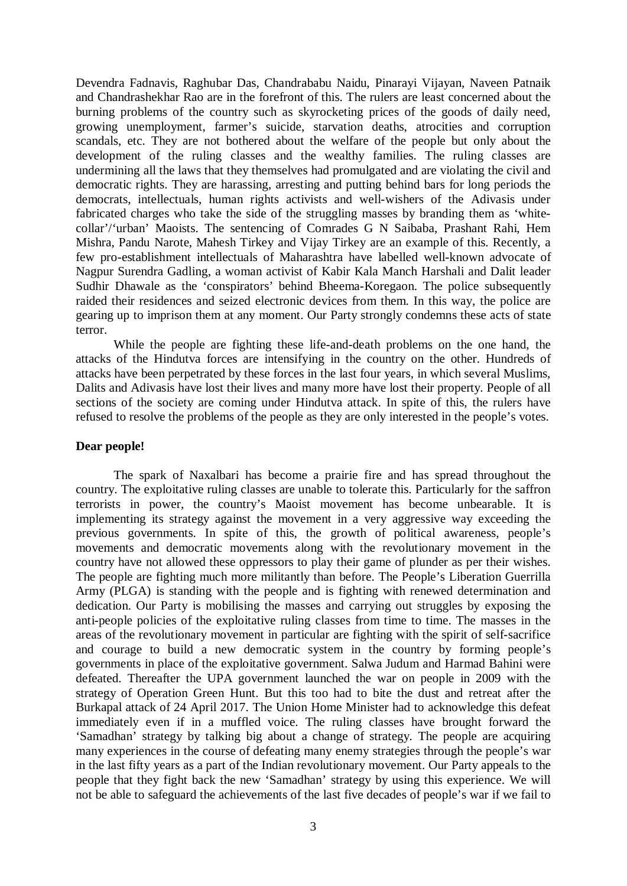Devendra Fadnavis, Raghubar Das, Chandrababu Naidu, Pinarayi Vijayan, Naveen Patnaik and Chandrashekhar Rao are in the forefront of this. The rulers are least concerned about the burning problems of the country such as skyrocketing prices of the goods of daily need, growing unemployment, farmer's suicide, starvation deaths, atrocities and corruption scandals, etc. They are not bothered about the welfare of the people but only about the development of the ruling classes and the wealthy families. The ruling classes are undermining all the laws that they themselves had promulgated and are violating the civil and democratic rights. They are harassing, arresting and putting behind bars for long periods the democrats, intellectuals, human rights activists and well-wishers of the Adivasis under fabricated charges who take the side of the struggling masses by branding them as 'white-collar'/'urban' Maoists. The sentencing of Comrades G N Saibaba, Prashant Rahi, Hem Mishra, Pandu Narote, Mahesh Tirkey and Vijay Tirkey are an example of this. Recently, a few pro-establishment intellectuals of Maharashtra have labelled well-known advocate of Nagpur Surendra Gadling, a woman activist of Kabir Kala Manch Harshali and Dalit leader Sudhir Dhawale as the 'conspirators' behind Bheema-Koregaon. The police subsequently raided their residences and seized electronic devices from them. In this way, the police are gearing up to imprison them at any moment. Our Party strongly condemns these acts of state terror.

While the people are fighting these life-and-death problems on the one hand, the attacks of the Hindutva forces are intensifying in the country on the other. Hundreds of attacks have been perpetrated by these forces in the last four years, in which several Muslims, Dalits and Adivasis have lost their lives and many more have lost their property. People of all sections of the society are coming under Hindutva attack. In spite of this, the rulers have refused to resolve the problems of the people as they are only interested in the people's votes.

**Dear people!**

The spark of Naxalbari has become a prairie fire and has spread throughout the country. The exploitative ruling classes are unable to tolerate this. Particularly for the saffron terrorists in power, the country's Maoist movement has become unbearable. It is implementing its strategy against the movement in a very aggressive way exceeding the previous governments. In spite of this, the growth of political awareness, people's movements and democratic movements along with the revolutionary movement in the country have not allowed these oppressors to play their game of plunder as per their wishes. The people are fighting much more militantly than before. The People's Liberation Guerrilla Army (PLGA) is standing with the people and is fighting with renewed determination and dedication. Our Party is mobilising the masses and carrying out struggles by exposing the anti-people policies of the exploitative ruling classes from time to time. The masses in the areas of the revolutionary movement in particular are fighting with the spirit of self-sacrifice and courage to build a new democratic system in the country by forming people's governments in place of the exploitative government. Salwa Judum and Harmad Bahini were defeated. Thereafter the UPA government launched the war on people in 2009 with the strategy of Operation Green Hunt. But this too had to bite the dust and retreat after the Burkapal attack of 24 April 2017. The Union Home Minister had to acknowledge this defeat immediately even if in a muffled voice. The ruling classes have brought forward the 'Samadhan' strategy by talking big about a change of strategy. The people are acquiring many experiences in the course of defeating many enemy strategies through the people's war in the last fifty years as a part of the Indian revolutionary movement. Our Party appeals to the people that they fight back the new 'Samadhan' strategy by using this experience. We will not be able to safeguard the achievements of the last five decades of people's war if we fail to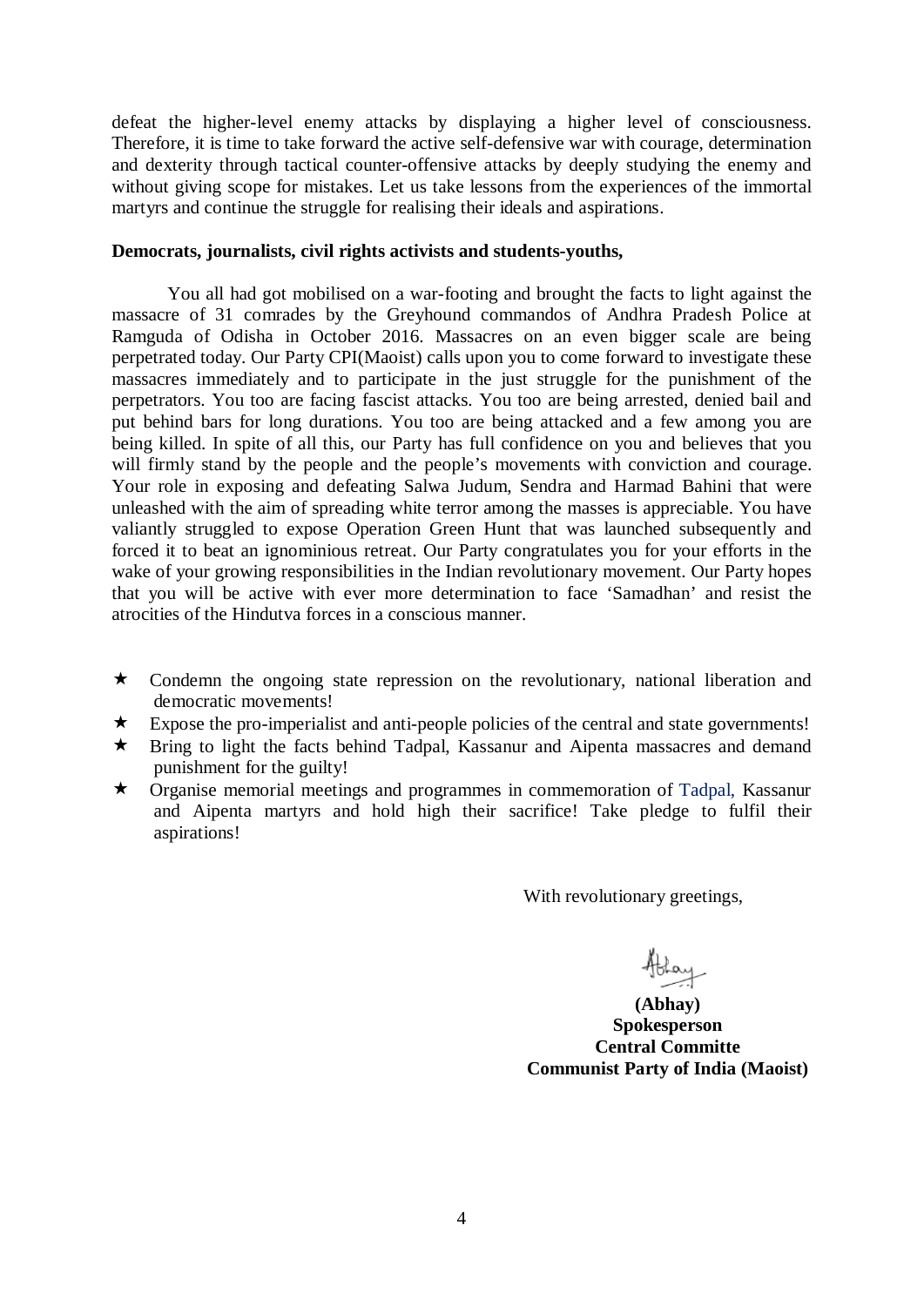defeat the higher-level enemy attacks by displaying a higher level of consciousness. Therefore, it is time to take forward the active self-defensive war with courage, determination and dexterity through tactical counter-offensive attacks by deeply studying the enemy and without giving scope for mistakes. Let us take lessons from the experiences of the immortal martyrs and continue the struggle for realising their ideals and aspirations.

**Democrats, journalists, civil rights activists and students-youths,**

You all had got mobilised on a war-footing and brought the facts to light against the massacre of 31 comrades by the Greyhound commandos of Andhra Pradesh Police at Ramguda of Odisha in October 2016. Massacres on an even bigger scale are being perpetrated today. Our Party CPI(Maoist) calls upon you to come forward to investigate these massacres immediately and to participate in the just struggle for the punishment of the perpetrators. You too are facing fascist attacks. You too are being arrested, denied bail and put behind bars for long durations. You too are being attacked and a few among you are being killed. In spite of all this, our Party has full confidence on you and believes that you will firmly stand by the people and the people's movements with conviction and courage. Your role in exposing and defeating Salwa Judum, Sendra and Harmad Bahini that were unleashed with the aim of spreading white terror among the masses is appreciable. You have valiantly struggled to expose Operation Green Hunt that was launched subsequently and forced it to beat an ignominious retreat. Our Party congratulates you for your efforts in the wake of your growing responsibilities in the Indian revolutionary movement. Our Party hopes that you will be active with ever more determination to face 'Samadhan' and resist the atrocities of the Hindutva forces in a conscious manner.

- ★ Condemn the ongoing state repression on the revolutionary, national liberation and democratic movements!
- ★ Expose the pro-imperialist and anti-people policies of the central and state governments!
- ★ Bring to light the facts behind Tadpal, Kassanur and Aipenta massacres and demand punishment for the guilty!
- ★ Organise memorial meetings and programmes in commemoration of Tadpal, Kassanur and Aipenta martyrs and hold high their sacrifice! Take pledge to fulfil their aspirations!

With revolutionary greetings,

Abhay

**(Abhay)**
**Spokesperson**
**Central Committe**
**Communist Party of India (Maoist)**